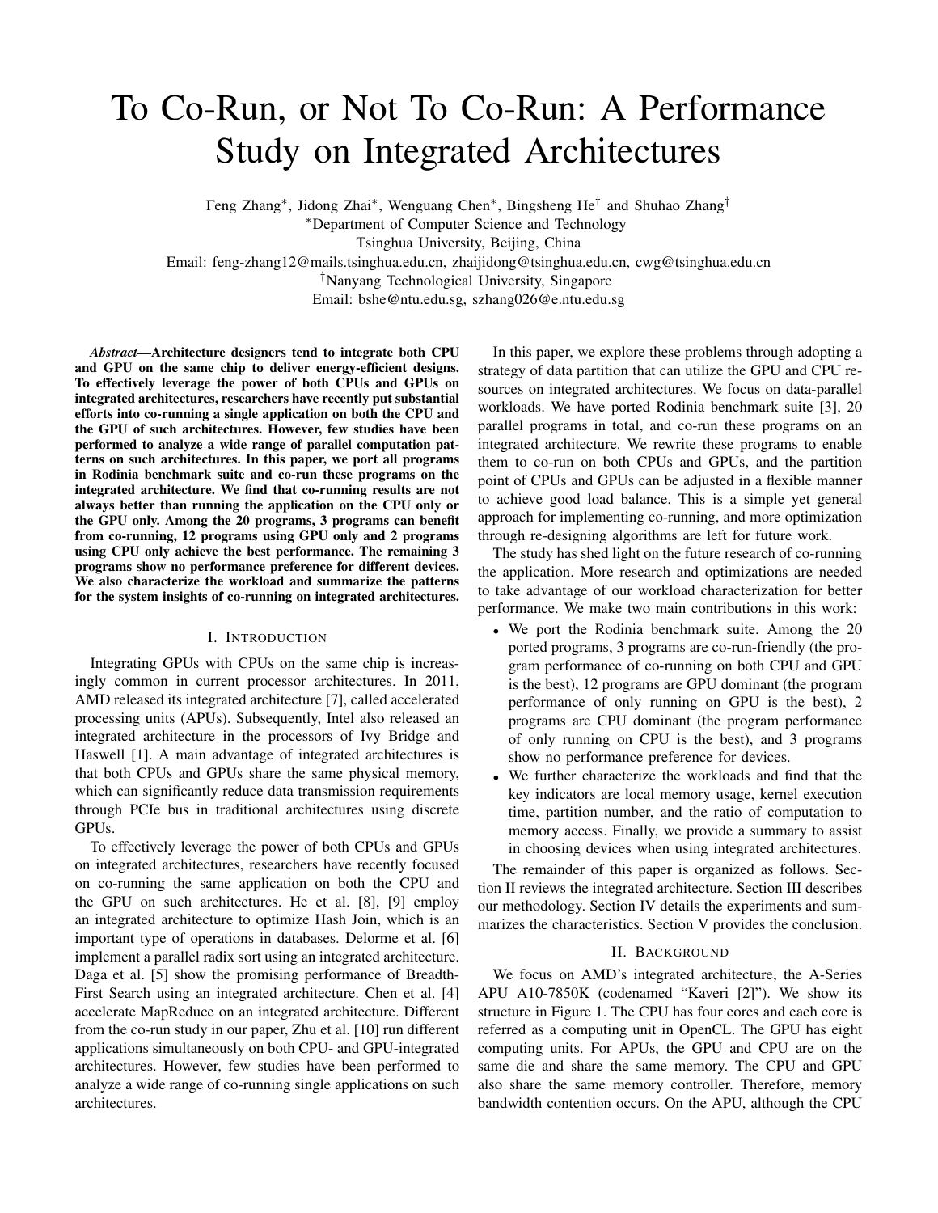# To Co-Run, or Not To Co-Run: A Performance Study on Integrated Architectures

Feng Zhang*, Jidong Zhai*, Wenguang Chen*, Bingsheng He[†] and Shuhao Zhang[†]

*Department of Computer Science and Technology
Tsinghua University, Beijing, China
Email: feng-zhang12@mails.tsinghua.edu.cn, zhaijidong@tsinghua.edu.cn, cwg@tsinghua.edu.cn

[†]Nanyang Technological University, Singapore
Email: bshe@ntu.edu.sg, szhang026@e.ntu.edu.sg

***Abstract*—Architecture designers tend to integrate both CPU and GPU on the same chip to deliver energy-efficient designs. To effectively leverage the power of both CPUs and GPUs on integrated architectures, researchers have recently put substantial efforts into co-running a single application on both the CPU and the GPU of such architectures. However, few studies have been performed to analyze a wide range of parallel computation patterns on such architectures. In this paper, we port all programs in Rodinia benchmark suite and co-run these programs on the integrated architecture. We find that co-running results are not always better than running the application on the CPU only or the GPU only. Among the 20 programs, 3 programs can benefit from co-running, 12 programs using GPU only and 2 programs using CPU only achieve the best performance. The remaining 3 programs show no performance preference for different devices. We also characterize the workload and summarize the patterns for the system insights of co-running on integrated architectures.**

## I. Introduction

Integrating GPUs with CPUs on the same chip is increasingly common in current processor architectures. In 2011, AMD released its integrated architecture [7], called accelerated processing units (APUs). Subsequently, Intel also released an integrated architecture in the processors of Ivy Bridge and Haswell [1]. A main advantage of integrated architectures is that both CPUs and GPUs share the same physical memory, which can significantly reduce data transmission requirements through PCIe bus in traditional architectures using discrete GPUs.

To effectively leverage the power of both CPUs and GPUs on integrated architectures, researchers have recently focused on co-running the same application on both the CPU and the GPU on such architectures. He et al. [8], [9] employ an integrated architecture to optimize Hash Join, which is an important type of operations in databases. Delorme et al. [6] implement a parallel radix sort using an integrated architecture. Daga et al. [5] show the promising performance of Breadth-First Search using an integrated architecture. Chen et al. [4] accelerate MapReduce on an integrated architecture. Different from the co-run study in our paper, Zhu et al. [10] run different applications simultaneously on both CPU- and GPU-integrated architectures. However, few studies have been performed to analyze a wide range of co-running single applications on such architectures.

In this paper, we explore these problems through adopting a strategy of data partition that can utilize the GPU and CPU resources on integrated architectures. We focus on data-parallel workloads. We have ported Rodinia benchmark suite [3], 20 parallel programs in total, and co-run these programs on an integrated architecture. We rewrite these programs to enable them to co-run on both CPUs and GPUs, and the partition point of CPUs and GPUs can be adjusted in a flexible manner to achieve good load balance. This is a simple yet general approach for implementing co-running, and more optimization through re-designing algorithms are left for future work.

The study has shed light on the future research of co-running the application. More research and optimizations are needed to take advantage of our workload characterization for better performance. We make two main contributions in this work:

- We port the Rodinia benchmark suite. Among the 20 ported programs, 3 programs are co-run-friendly (the program performance of co-running on both CPU and GPU is the best), 12 programs are GPU dominant (the program performance of only running on GPU is the best), 2 programs are CPU dominant (the program performance of only running on CPU is the best), and 3 programs show no performance preference for devices.
- We further characterize the workloads and find that the key indicators are local memory usage, kernel execution time, partition number, and the ratio of computation to memory access. Finally, we provide a summary to assist in choosing devices when using integrated architectures.

The remainder of this paper is organized as follows. Section II reviews the integrated architecture. Section III describes our methodology. Section IV details the experiments and summarizes the characteristics. Section V provides the conclusion.

## II. Background

We focus on AMD's integrated architecture, the A-Series APU A10-7850K (codenamed "Kaveri [2]"). We show its structure in Figure 1. The CPU has four cores and each core is referred as a computing unit in OpenCL. The GPU has eight computing units. For APUs, the GPU and CPU are on the same die and share the same memory. The CPU and GPU also share the same memory controller. Therefore, memory bandwidth contention occurs. On the APU, although the CPU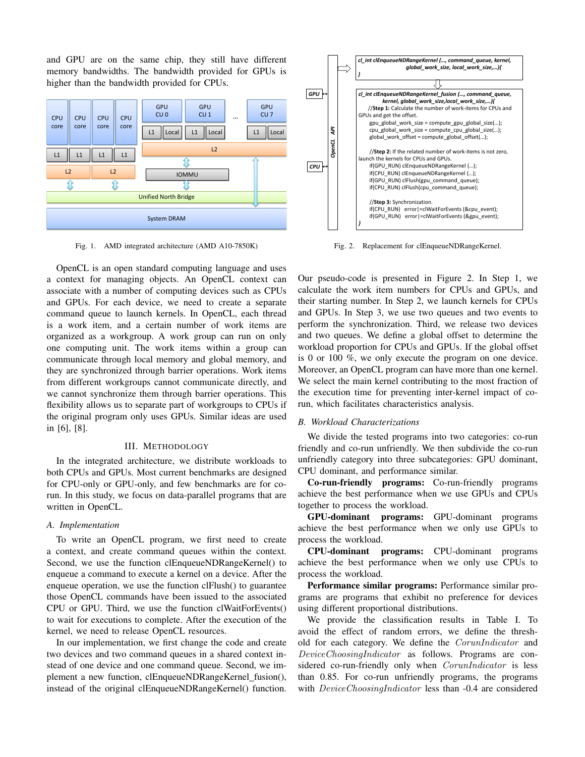and GPU are on the same chip, they still have different memory bandwidths. The bandwidth provided for GPUs is higher than the bandwidth provided for CPUs.

Fig. 1. AMD integrated architecture (AMD A10-7850K)

```
cl_int clEnqueueNDRangeKernel (..., command_queue, kernel,
                    global_work_size, local_work_size,...){
}

cl_int clEnqueueNDRangeKernel_fusion (..., command_queue,
            kernel, global_work_size,local_work_size,...){
    //Step 1: Calculate the number of work-items for CPUs and
GPUs and get the offset.
    gpu_global_work_size = compute_gpu_global_size(...);
    cpu_global_work_size = compute_cpu_global_size(...);
    global_work_offset = compute_global_offset(...);

    //Step 2: If the related number of work-items is not zero,
launch the kernels for CPUs and GPUs.
    if(GPU_RUN) clEnqueueNDRangeKernel (...);
    if(CPU_RUN) clEnqueueNDRangeKernel (...);
    if(GPU_RUN) clFlush(gpu_command_queue);
    if(CPU_RUN) clFlush(cpu_command_queue);

    //Step 3: Synchronization.
    if(CPU_RUN)   error|=clWaitForEvents (&cpu_event);
    if(GPU_RUN)   error|=clWaitForEvents (&gpu_event);
}
```

Fig. 2. Replacement for clEnqueueNDRangeKernel.

OpenCL is an open standard computing language and uses a context for managing objects. An OpenCL context can associate with a number of computing devices such as CPUs and GPUs. For each device, we need to create a separate command queue to launch kernels. In OpenCL, each thread is a work item, and a certain number of work items are organized as a workgroup. A work group can run on only one computing unit. The work items within a group can communicate through local memory and global memory, and they are synchronized through barrier operations. Work items from different workgroups cannot communicate directly, and we cannot synchronize them through barrier operations. This flexibility allows us to separate part of workgroups to CPUs if the original program only uses GPUs. Similar ideas are used in [6], [8].

## III. Methodology

In the integrated architecture, we distribute workloads to both CPUs and GPUs. Most current benchmarks are designed for CPU-only or GPU-only, and few benchmarks are for co-run. In this study, we focus on data-parallel programs that are written in OpenCL.

### A. Implementation

To write an OpenCL program, we first need to create a context, and create command queues within the context. Second, we use the function clEnqueueNDRangeKernel() to enqueue a command to execute a kernel on a device. After the enqueue operation, we use the function clFlush() to guarantee those OpenCL commands have been issued to the associated CPU or GPU. Third, we use the function clWaitForEvents() to wait for executions to complete. After the execution of the kernel, we need to release OpenCL resources.

In our implementation, we first change the code and create two devices and two command queues in a shared context instead of one device and one command queue. Second, we implement a new function, clEnqueueNDRangeKernel_fusion(), instead of the original clEnqueueNDRangeKernel() function. Our pseudo-code is presented in Figure 2. In Step 1, we calculate the work item numbers for CPUs and GPUs, and their starting number. In Step 2, we launch kernels for CPUs and GPUs. In Step 3, we use two queues and two events to perform the synchronization. Third, we release two devices and two queues. We define a global offset to determine the workload proportion for CPUs and GPUs. If the global offset is 0 or 100 %, we only execute the program on one device. Moreover, an OpenCL program can have more than one kernel. We select the main kernel contributing to the most fraction of the execution time for preventing inter-kernel impact of co-run, which facilitates characteristics analysis.

### B. Workload Characterizations

We divide the tested programs into two categories: co-run friendly and co-run unfriendly. We then subdivide the co-run unfriendly category into three subcategories: GPU dominant, CPU dominant, and performance similar.

**Co-run-friendly programs:** Co-run-friendly programs achieve the best performance when we use GPUs and CPUs together to process the workload.

**GPU-dominant programs:** GPU-dominant programs achieve the best performance when we only use GPUs to process the workload.

**CPU-dominant programs:** CPU-dominant programs achieve the best performance when we only use CPUs to process the workload.

**Performance similar programs:** Performance similar programs are programs that exhibit no preference for devices using different proportional distributions.

We provide the classification results in Table I. To avoid the effect of random errors, we define the threshold for each category. We define the $CorunIndicator$ and $DeviceChoosingIndicator$ as follows. Programs are considered co-run-friendly only when $CorunIndicator$ is less than 0.85. For co-run unfriendly programs, the programs with $DeviceChoosingIndicator$ less than -0.4 are considered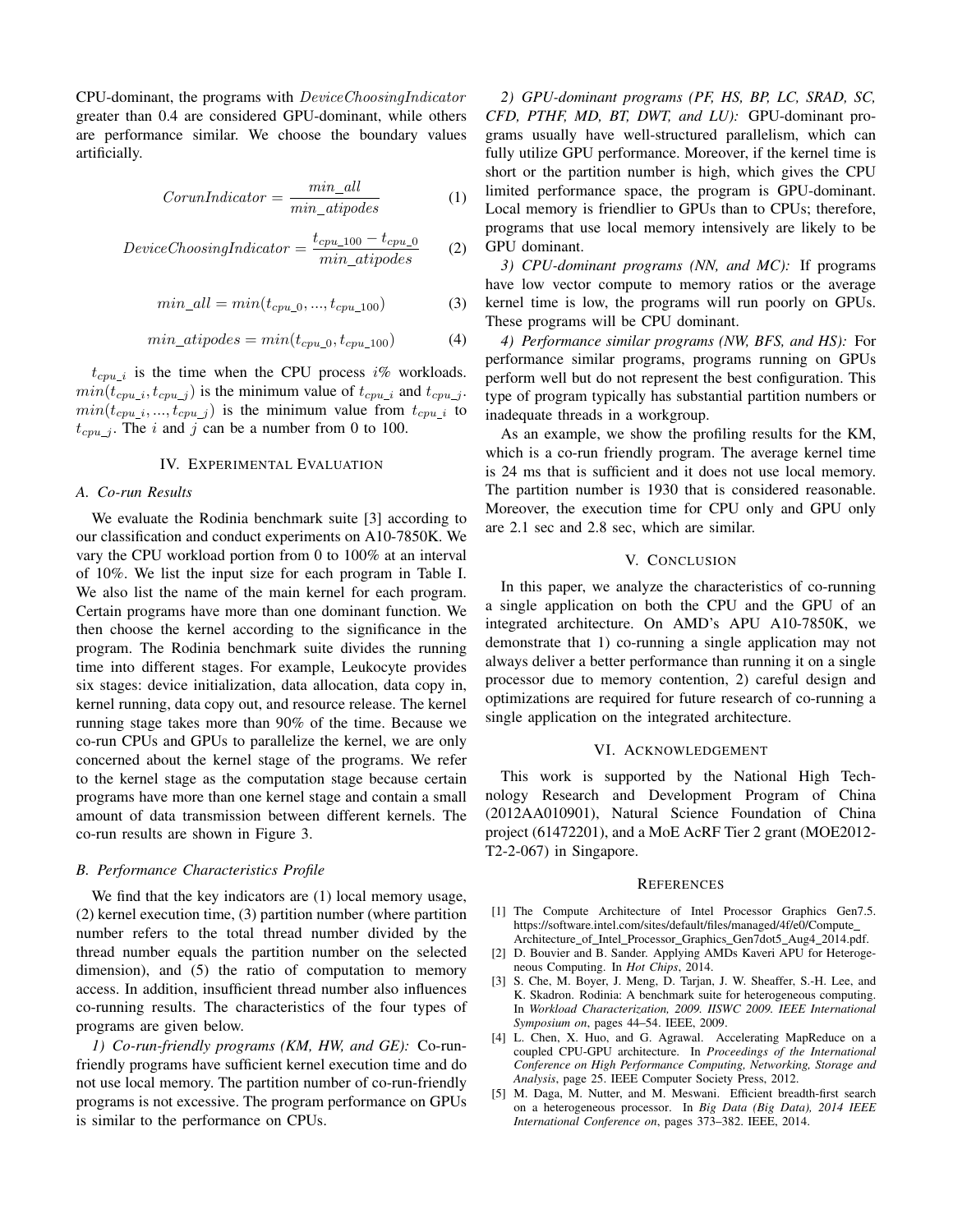CPU-dominant, the programs with $DeviceChoosingIndicator$ greater than 0.4 are considered GPU-dominant, while others are performance similar. We choose the boundary values artificially.

$$CorunIndicator = \frac{min\_all}{min\_atipodes} \quad (1)$$

$$DeviceChoosingIndicator = \frac{t_{cpu\_100} - t_{cpu\_0}}{min\_atipodes} \quad (2)$$

$$min\_all = min(t_{cpu\_0}, ..., t_{cpu\_100}) \quad (3)$$

$$min\_atipodes = min(t_{cpu\_0}, t_{cpu\_100}) \quad (4)$$

$t_{cpu\_i}$ is the time when the CPU process $i\%$ workloads. $min(t_{cpu\_i}, t_{cpu\_j})$ is the minimum value of $t_{cpu\_i}$ and $t_{cpu\_j}$. $min(t_{cpu\_i}, ..., t_{cpu\_j})$ is the minimum value from $t_{cpu\_i}$ to $t_{cpu\_j}$. The $i$ and $j$ can be a number from 0 to 100.

## IV. Experimental Evaluation

### A. Co-run Results

We evaluate the Rodinia benchmark suite [3] according to our classification and conduct experiments on A10-7850K. We vary the CPU workload portion from 0 to 100% at an interval of 10%. We list the input size for each program in Table I. We also list the name of the main kernel for each program. Certain programs have more than one dominant function. We then choose the kernel according to the significance in the program. The Rodinia benchmark suite divides the running time into different stages. For example, Leukocyte provides six stages: device initialization, data allocation, data copy in, kernel running, data copy out, and resource release. The kernel running stage takes more than 90% of the time. Because we co-run CPUs and GPUs to parallelize the kernel, we are only concerned about the kernel stage of the programs. We refer to the kernel stage as the computation stage because certain programs have more than one kernel stage and contain a small amount of data transmission between different kernels. The co-run results are shown in Figure 3.

### B. Performance Characteristics Profile

We find that the key indicators are (1) local memory usage, (2) kernel execution time, (3) partition number (where partition number refers to the total thread number divided by the thread number equals the partition number on the selected dimension), and (5) the ratio of computation to memory access. In addition, insufficient thread number also influences co-running results. The characteristics of the four types of programs are given below.

*1) Co-run-friendly programs (KM, HW, and GE):* Co-run-friendly programs have sufficient kernel execution time and do not use local memory. The partition number of co-run-friendly programs is not excessive. The program performance on GPUs is similar to the performance on CPUs.

*2) GPU-dominant programs (PF, HS, BP, LC, SRAD, SC, CFD, PTHF, MD, BT, DWT, and LU):* GPU-dominant programs usually have well-structured parallelism, which can fully utilize GPU performance. Moreover, if the kernel time is short or the partition number is high, which gives the CPU limited performance space, the program is GPU-dominant. Local memory is friendlier to GPUs than to CPUs; therefore, programs that use local memory intensively are likely to be GPU dominant.

*3) CPU-dominant programs (NN, and MC):* If programs have low vector compute to memory ratios or the average kernel time is low, the programs will run poorly on GPUs. These programs will be CPU dominant.

*4) Performance similar programs (NW, BFS, and HS):* For performance similar programs, programs running on GPUs perform well but do not represent the best configuration. This type of program typically has substantial partition numbers or inadequate threads in a workgroup.

As an example, we show the profiling results for the KM, which is a co-run friendly program. The average kernel time is 24 ms that is sufficient and it does not use local memory. The partition number is 1930 that is considered reasonable. Moreover, the execution time for CPU only and GPU only are 2.1 sec and 2.8 sec, which are similar.

## V. Conclusion

In this paper, we analyze the characteristics of co-running a single application on both the CPU and the GPU of an integrated architecture. On AMD's APU A10-7850K, we demonstrate that 1) co-running a single application may not always deliver a better performance than running it on a single processor due to memory contention, 2) careful design and optimizations are required for future research of co-running a single application on the integrated architecture.

## VI. Acknowledgement

This work is supported by the National High Technology Research and Development Program of China (2012AA010901), Natural Science Foundation of China project (61472201), and a MoE AcRF Tier 2 grant (MOE2012-T2-2-067) in Singapore.

## References

[1] The Compute Architecture of Intel Processor Graphics Gen7.5. https://software.intel.com/sites/default/files/managed/4f/e0/Compute_Architecture_of_Intel_Processor_Graphics_Gen7dot5_Aug4_2014.pdf.

[2] D. Bouvier and B. Sander. Applying AMDs Kaveri APU for Heterogeneous Computing. In *Hot Chips*, 2014.

[3] S. Che, M. Boyer, J. Meng, D. Tarjan, J. W. Sheaffer, S.-H. Lee, and K. Skadron. Rodinia: A benchmark suite for heterogeneous computing. In *Workload Characterization, 2009. IISWC 2009. IEEE International Symposium on*, pages 44–54. IEEE, 2009.

[4] L. Chen, X. Huo, and G. Agrawal. Accelerating MapReduce on a coupled CPU-GPU architecture. In *Proceedings of the International Conference on High Performance Computing, Networking, Storage and Analysis*, page 25. IEEE Computer Society Press, 2012.

[5] M. Daga, M. Nutter, and M. Meswani. Efficient breadth-first search on a heterogeneous processor. In *Big Data (Big Data), 2014 IEEE International Conference on*, pages 373–382. IEEE, 2014.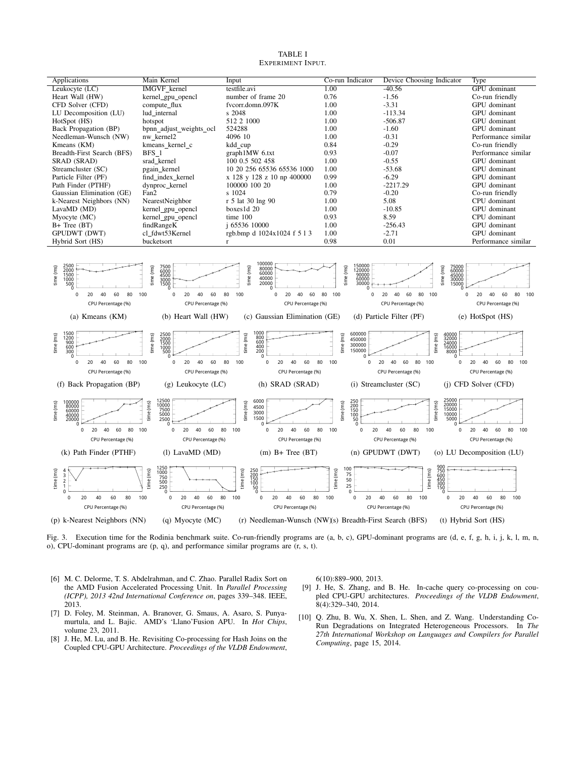TABLE I
EXPERIMENT INPUT.

| Applications | Main Kernel | Input | Co-run Indicator | Device Choosing Indicator | Type |
|---|---|---|---|---|---|
| Leukocyte (LC) | IMGVF_kernel | testfile.avi | 1.00 | -40.56 | GPU dominant |
| Heart Wall (HW) | kernel_gpu_opencl | number of frame 20 | 0.76 | -1.56 | Co-run friendly |
| CFD Solver (CFD) | compute_flux | fvcorr.domn.097K | 1.00 | -3.31 | GPU dominant |
| LU Decomposition (LU) | lud_internal | s 2048 | 1.00 | -113.34 | GPU dominant |
| HotSpot (HS) | hotspot | 512 2 1000 | 1.00 | -506.87 | GPU dominant |
| Back Propagation (BP) | bpnn_adjust_weights_ocl | 524288 | 1.00 | -1.60 | GPU dominant |
| Needleman-Wunsch (NW) | nw_kernel2 | 4096 10 | 1.00 | -0.31 | Performance similar |
| Kmeans (KM) | kmeans_kernel_c | kdd_cup | 0.84 | -0.29 | Co-run friendly |
| Breadth-First Search (BFS) | BFS_1 | graph1MW 6.txt | 0.93 | -0.07 | Performance similar |
| SRAD (SRAD) | srad_kernel | 100 0.5 502 458 | 1.00 | -0.55 | GPU dominant |
| Streamcluster (SC) | pgain_kernel | 10 20 256 65536 65536 1000 | 1.00 | -53.68 | GPU dominant |
| Particle Filter (PF) | find_index_kernel | x 128 y 128 z 10 np 400000 | 0.99 | -6.29 | GPU dominant |
| Path Finder (PTHF) | dynproc_kernel | 100000 100 20 | 1.00 | -2217.29 | GPU dominant |
| Gaussian Elimination (GE) | Fan2 | s 1024 | 0.79 | -0.20 | Co-run friendly |
| k-Nearest Neighbors (NN) | NearestNeighbor | r 5 lat 30 lng 90 | 1.00 | 5.08 | CPU dominant |
| LavaMD (MD) | kernel_gpu_opencl | boxes1d 20 | 1.00 | -10.85 | GPU dominant |
| Myocyte (MC) | kernel_gpu_opencl | time 100 | 0.93 | 8.59 | CPU dominant |
| B+ Tree (BT) | findRangeK | j 65536 10000 | 1.00 | -256.43 | GPU dominant |
| GPUDWT (DWT) | cl_fdwt53Kernel | rgb.bmp d 1024x1024 f 5 1 3 | 1.00 | -2.71 | GPU dominant |
| Hybrid Sort (HS) | bucketsort | r | 0.98 | 0.01 | Performance similar |

(a) Kmeans (KM) (b) Heart Wall (HW) (c) Gaussian Elimination (GE) (d) Particle Filter (PF) (e) HotSpot (HS)

(f) Back Propagation (BP) (g) Leukocyte (LC) (h) SRAD (SRAD) (i) Streamcluster (SC) (j) CFD Solver (CFD)

(k) Path Finder (PTHF) (l) LavaMD (MD) (m) B+ Tree (BT) (n) GPUDWT (DWT) (o) LU Decomposition (LU)

(p) k-Nearest Neighbors (NN) (q) Myocyte (MC) (r) Needleman-Wunsch (NW) (s) Breadth-First Search (BFS) (t) Hybrid Sort (HS)

time (ms)

CPU Percentage (%)

Fig. 3. Execution time for the Rodinia benchmark suite. Co-run-friendly programs are (a, b, c), GPU-dominant programs are (d, e, f, g, h, i, j, k, l, m, n, o), CPU-dominant programs are (p, q), and performance similar programs are (r, s, t).

[6] M. C. Delorme, T. S. Abdelrahman, and C. Zhao. Parallel Radix Sort on the AMD Fusion Accelerated Processing Unit. In *Parallel Processing (ICPP), 2013 42nd International Conference on*, pages 339–348. IEEE, 2013.

[7] D. Foley, M. Steinman, A. Branover, G. Smaus, A. Asaro, S. Punyamurtula, and L. Bajic. AMD's 'Llano'Fusion APU. In *Hot Chips*, volume 23, 2011.

[8] J. He, M. Lu, and B. He. Revisiting Co-processing for Hash Joins on the Coupled CPU-GPU Architecture. *Proceedings of the VLDB Endowment*, 6(10):889–900, 2013.

[9] J. He, S. Zhang, and B. He. In-cache query co-processing on coupled CPU-GPU architectures. *Proceedings of the VLDB Endowment*, 8(4):329–340, 2014.

[10] Q. Zhu, B. Wu, X. Shen, L. Shen, and Z. Wang. Understanding Co-Run Degradations on Integrated Heterogeneous Processors. In *The 27th International Workshop on Languages and Compilers for Parallel Computing*, page 15, 2014.